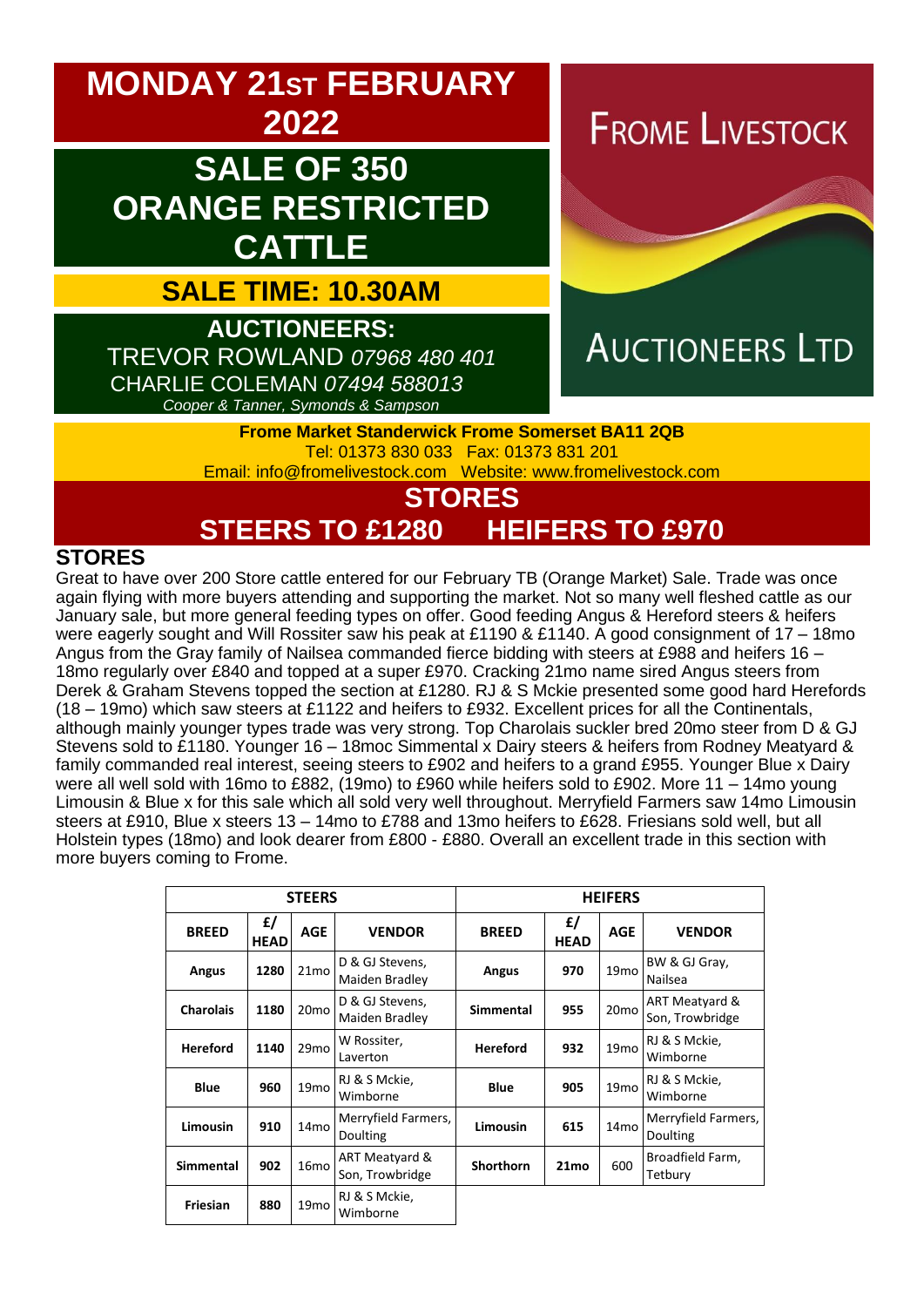# MONDAY 21ST FEBRUARY 2022

## SALE OF 350 ORANGE RESTRICTED CATTLE

## SALE TIME: 10.30AM

**AUCTIONEERS:**
TREVOR ROWLAND *07968 480 401*
CHARLIE COLEMAN *07494 588013*
*Cooper & Tanner, Symonds & Sampson*

FROME LIVESTOCK AUCTIONEERS LTD

**Frome Market Standerwick Frome Somerset BA11 2QB**
Tel: 01373 830 033 Fax: 01373 831 201
Email: info@fromelivestock.com Website: www.fromelivestock.com

## STORES

## STEERS TO £1280 HEIFERS TO £970

### STORES

Great to have over 200 Store cattle entered for our February TB (Orange Market) Sale. Trade was once again flying with more buyers attending and supporting the market. Not so many well fleshed cattle as our January sale, but more general feeding types on offer. Good feeding Angus & Hereford steers & heifers were eagerly sought and Will Rossiter saw his peak at £1190 & £1140. A good consignment of 17 – 18mo Angus from the Gray family of Nailsea commanded fierce bidding with steers at £988 and heifers 16 – 18mo regularly over £840 and topped at a super £970. Cracking 21mo name sired Angus steers from Derek & Graham Stevens topped the section at £1280. RJ & S Mckie presented some good hard Herefords (18 – 19mo) which saw steers at £1122 and heifers to £932. Excellent prices for all the Continentals, although mainly younger types trade was very strong. Top Charolais suckler bred 20mo steer from D & GJ Stevens sold to £1180. Younger 16 – 18moc Simmental x Dairy steers & heifers from Rodney Meatyard & family commanded real interest, seeing steers to £902 and heifers to a grand £955. Younger Blue x Dairy were all well sold with 16mo to £882, (19mo) to £960 while heifers sold to £902. More 11 – 14mo young Limousin & Blue x for this sale which all sold very well throughout. Merryfield Farmers saw 14mo Limousin steers at £910, Blue x steers 13 – 14mo to £788 and 13mo heifers to £628. Friesians sold well, but all Holstein types (18mo) and look dearer from £800 - £880. Overall an excellent trade in this section with more buyers coming to Frome.

| STEERS | | | | HEIFERS | | | |
|---|---|---|---|---|---|---|---|
| **BREED** | **£/ HEAD** | **AGE** | **VENDOR** | **BREED** | **£/ HEAD** | **AGE** | **VENDOR** |
| **Angus** | **1280** | 21mo | D & GJ Stevens, Maiden Bradley | **Angus** | **970** | 19mo | BW & GJ Gray, Nailsea |
| **Charolais** | **1180** | 20mo | D & GJ Stevens, Maiden Bradley | **Simmental** | **955** | 20mo | ART Meatyard & Son, Trowbridge |
| **Hereford** | **1140** | 29mo | W Rossiter, Laverton | **Hereford** | **932** | 19mo | RJ & S Mckie, Wimborne |
| **Blue** | **960** | 19mo | RJ & S Mckie, Wimborne | **Blue** | **905** | 19mo | RJ & S Mckie, Wimborne |
| **Limousin** | **910** | 14mo | Merryfield Farmers, Doulting | **Limousin** | **615** | 14mo | Merryfield Farmers, Doulting |
| **Simmental** | **902** | 16mo | ART Meatyard & Son, Trowbridge | **Shorthorn** | **21mo** | 600 | Broadfield Farm, Tetbury |
| **Friesian** | **880** | 19mo | RJ & S Mckie, Wimborne | | | | |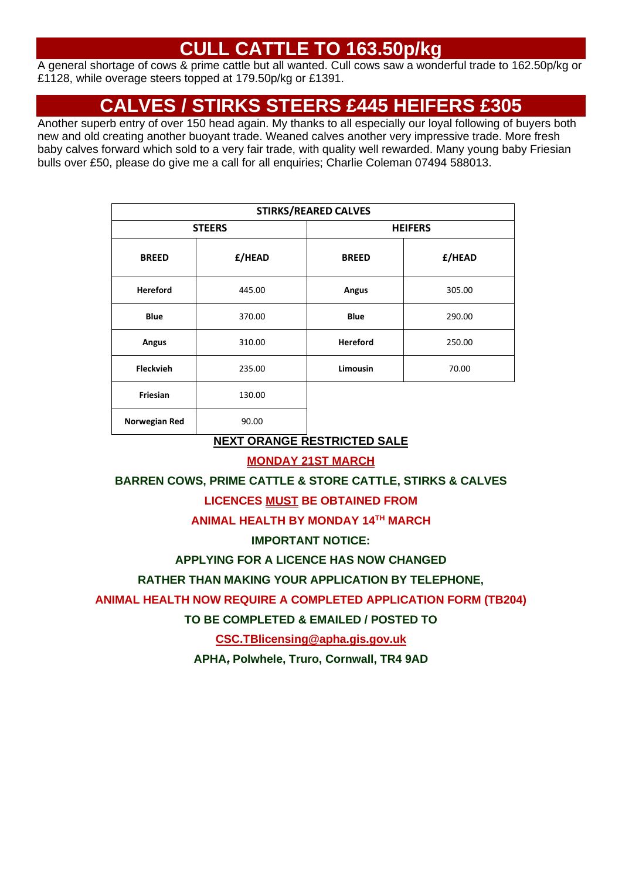# CULL CATTLE TO 163.50p/kg

A general shortage of cows & prime cattle but all wanted. Cull cows saw a wonderful trade to 162.50p/kg or £1128, while overage steers topped at 179.50p/kg or £1391.

# CALVES / STIRKS STEERS £445 HEIFERS £305

Another superb entry of over 150 head again. My thanks to all especially our loyal following of buyers both new and old creating another buoyant trade. Weaned calves another very impressive trade. More fresh baby calves forward which sold to a very fair trade, with quality well rewarded. Many young baby Friesian bulls over £50, please do give me a call for all enquiries; Charlie Coleman 07494 588013.

| STIRKS/REARED CALVES | | | |
|---|---|---|---|
| **STEERS** | | **HEIFERS** | |
| **BREED** | **£/HEAD** | **BREED** | **£/HEAD** |
| **Hereford** | 445.00 | **Angus** | 305.00 |
| **Blue** | 370.00 | **Blue** | 290.00 |
| **Angus** | 310.00 | **Hereford** | 250.00 |
| **Fleckvieh** | 235.00 | **Limousin** | 70.00 |
| **Friesian** | 130.00 | | |
| **Norwegian Red** | 90.00 | | |

**NEXT ORANGE RESTRICTED SALE**

**MONDAY 21ST MARCH**

**BARREN COWS, PRIME CATTLE & STORE CATTLE, STIRKS & CALVES**

**LICENCES MUST BE OBTAINED FROM**

**ANIMAL HEALTH BY MONDAY 14TH MARCH**

**IMPORTANT NOTICE:**

**APPLYING FOR A LICENCE HAS NOW CHANGED**

**RATHER THAN MAKING YOUR APPLICATION BY TELEPHONE,**

**ANIMAL HEALTH NOW REQUIRE A COMPLETED APPLICATION FORM (TB204)**

**TO BE COMPLETED & EMAILED / POSTED TO**

**CSC.TBlicensing@apha.gis.gov.uk**

**APHA, Polwhele, Truro, Cornwall, TR4 9AD**